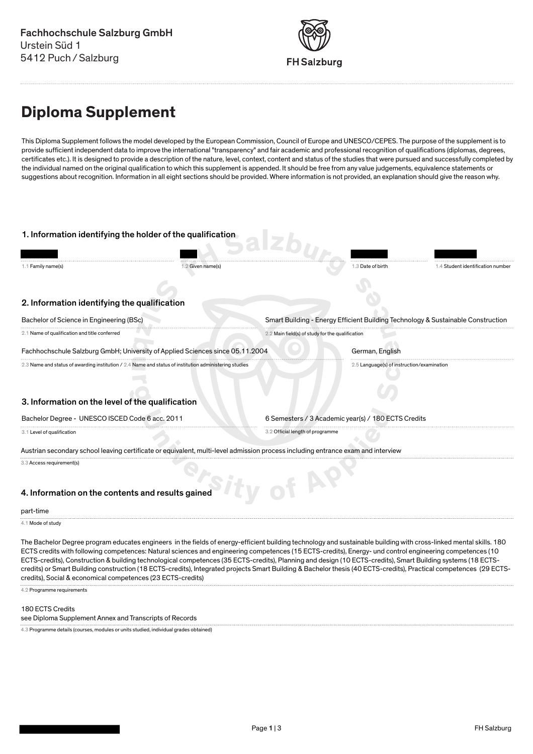Fachhochschule Salzburg GmbH
Urstein Süd 1
5412 Puch / Salzburg

FH Salzburg

# Diploma Supplement

This Diploma Supplement follows the model developed by the European Commission, Council of Europe and UNESCO/CEPES. The purpose of the supplement is to provide sufficient independent data to improve the international "transparency" and fair academic and professional recognition of qualifications (diplomas, degrees, certificates etc.). It is designed to provide a description of the nature, level, context, content and status of the studies that were pursued and successfully completed by the individual named on the original qualification to which this supplement is appended. It should be free from any value judgements, equivalence statements or suggestions about recognition. Information in all eight sections should be provided. Where information is not provided, an explanation should give the reason why.

## 1. Information identifying the holder of the qualification

| [redacted] | [redacted] | [redacted] | [redacted] |
|---|---|---|---|
| 1.1 Family name(s) | 1.2 Given name(s) | 1.3 Date of birth | 1.4 Student identification number |

## 2. Information identifying the qualification

Bachelor of Science in Engineering (BSc)
2.1 Name of qualification and title conferred

Smart Building - Energy Efficient Building Technology & Sustainable Construction
2.2 Main field(s) of study for the qualification

Fachhochschule Salzburg GmbH; University of Applied Sciences since 05.11.2004
2.3 Name and status of awarding institution / 2.4 Name and status of institution administering studies

German, English
2.5 Language(s) of instruction/examination

## 3. Information on the level of the qualification

Bachelor Degree - UNESCO ISCED Code 6 acc. 2011
3.1 Level of qualification

6 Semesters / 3 Academic year(s) / 180 ECTS Credits
3.2 Official length of programme

Austrian secondary school leaving certificate or equivalent, multi-level admission process including entrance exam and interview
3.3 Access requirement(s)

## 4. Information on the contents and results gained

part-time
4.1 Mode of study

The Bachelor Degree program educates engineers in the fields of energy-efficient building technology and sustainable building with cross-linked mental skills. 180 ECTS credits with following competences: Natural sciences and engineering competences (15 ECTS-credits), Energy- and control engineering competences (10 ECTS-credits), Construction & building technological competences (35 ECTS-credits), Planning and design (10 ECTS-credits), Smart Building systems (18 ECTS-credits) or Smart Building construction (18 ECTS-credits), Integrated projects Smart Building & Bachelor thesis (40 ECTS-credits), Practical competences (29 ECTS-credits), Social & economical competences (23 ECTS-credits)
4.2 Programme requirements

180 ECTS Credits
see Diploma Supplement Annex and Transcripts of Records
4.3 Programme details (courses, modules or units studied, individual grades obtained)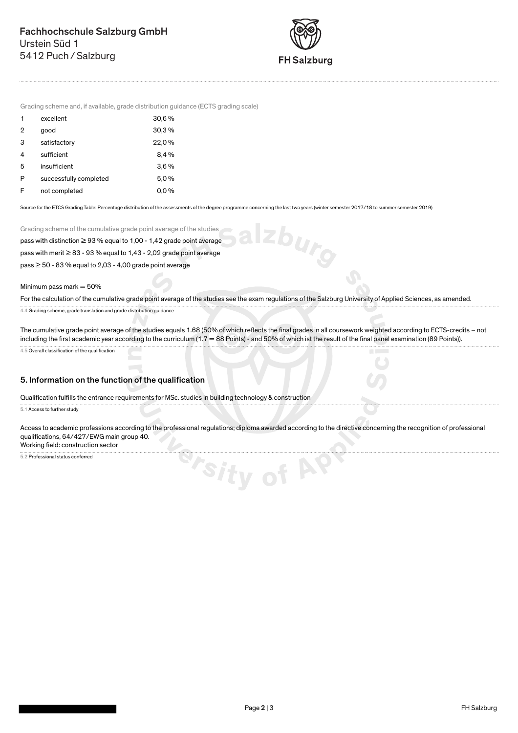Grading scheme and, if available, grade distribution guidance (ECTS grading scale)

| | | |
|---|---|---|
| 1 | excellent | 30,6 % |
| 2 | good | 30,3 % |
| 3 | satisfactory | 22,0 % |
| 4 | sufficient | 8,4 % |
| 5 | insufficient | 3,6 % |
| P | successfully completed | 5,0 % |
| F | not completed | 0,0 % |

Source for the ETCS Grading Table: Percentage distribution of the assessments of the degree programme concerning the last two years (winter semester 2017/18 to summer semester 2019)

Grading scheme of the cumulative grade point average of the studies

pass with distinction ≥ 93 % equal to 1,00 - 1,42 grade point average

pass with merit ≥ 83 - 93 % equal to 1,43 - 2,02 grade point average

pass ≥ 50 - 83 % equal to 2,03 - 4,00 grade point average

Minimum pass mark = 50%

For the calculation of the cumulative grade point average of the studies see the exam regulations of the Salzburg University of Applied Sciences, as amended.

4.4 Grading scheme, grade translation and grade distribution guidance

The cumulative grade point average of the studies equals 1.68 (50% of which reflects the final grades in all coursework weighted according to ECTS-credits – not including the first academic year according to the curriculum (1.7 = 88 Points) - and 50% of which ist the result of the final panel examination (89 Points)).

4.5 Overall classification of the qualification

## 5. Information on the function of the qualification

Qualification fulfills the entrance requirements for MSc. studies in building technology & construction

5.1 Access to further study

Access to academic professions according to the professional regulations; diploma awarded according to the directive concerning the recognition of professional qualifications, 64/427/EWG main group 40.
Working field: construction sector

5.2 Professional status conferred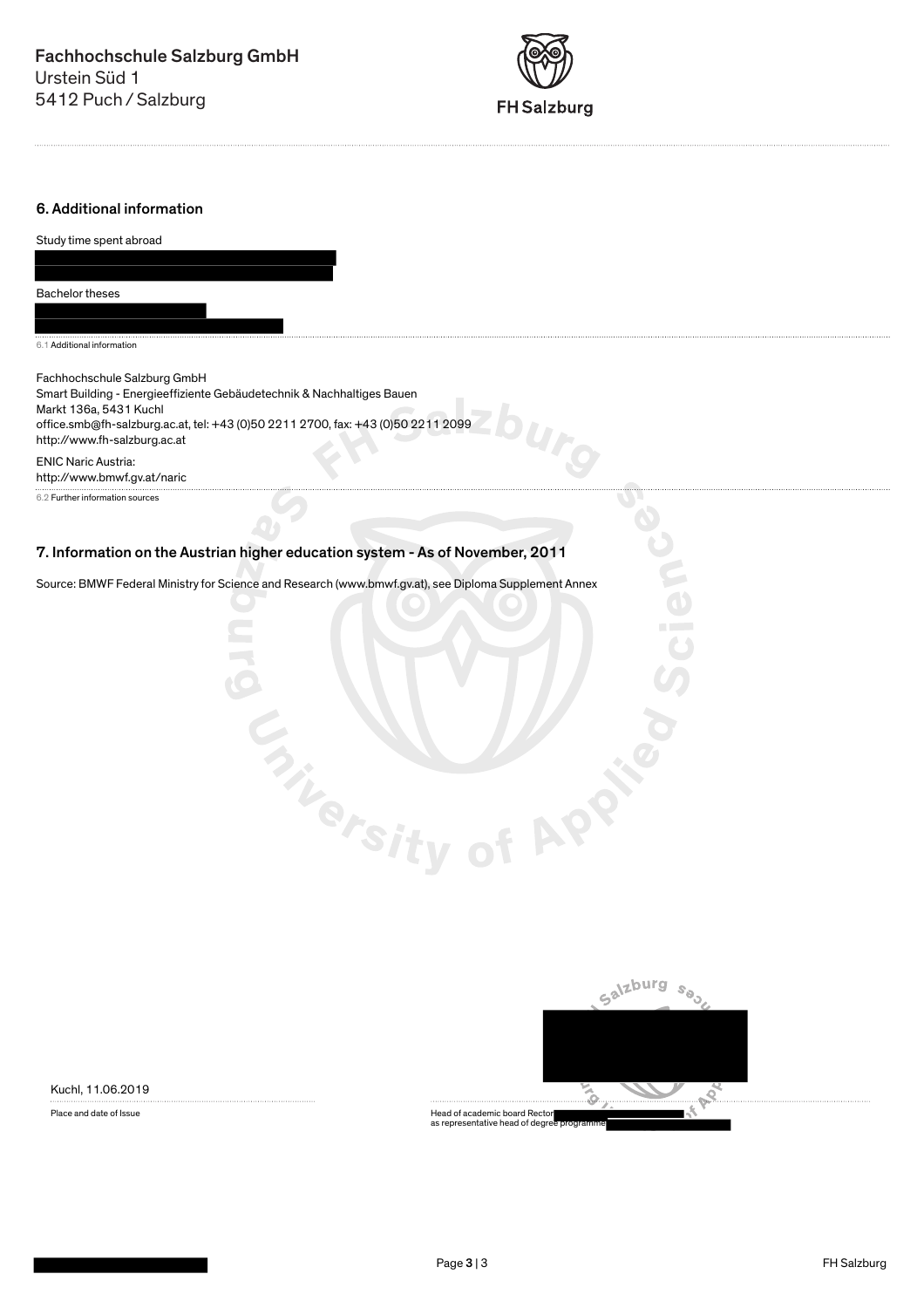Fachhochschule Salzburg GmbH
Urstein Süd 1
5412 Puch / Salzburg

## 6. Additional information

Study time spent abroad

Bachelor theses

6.1 Additional information

Fachhochschule Salzburg GmbH
Smart Building - Energieeffiziente Gebäudetechnik & Nachhaltiges Bauen
Markt 136a, 5431 Kuchl
office.smb@fh-salzburg.ac.at, tel: +43 (0)50 2211 2700, fax: +43 (0)50 2211 2099
http://www.fh-salzburg.ac.at

ENIC Naric Austria:
http://www.bmwf.gv.at/naric

6.2 Further information sources

## 7. Information on the Austrian higher education system - As of November, 2011

Source: BMWF Federal Ministry for Science and Research (www.bmwf.gv.at), see Diploma Supplement Annex

Kuchl, 11.06.2019

Place and date of Issue

Head of academic board Rector
as representative head of degree programme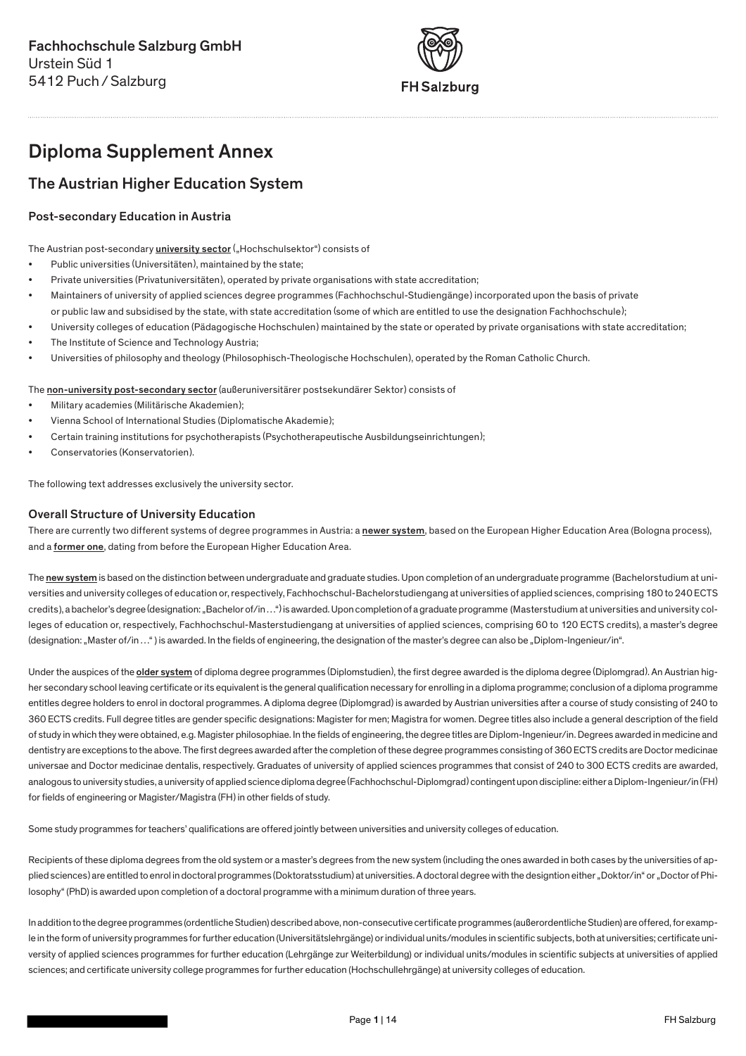Fachhochschule Salzburg GmbH
Urstein Süd 1
5412 Puch / Salzburg

# Diploma Supplement Annex

## The Austrian Higher Education System

### Post-secondary Education in Austria

The Austrian post-secondary **university sector** („Hochschulsektor") consists of

- Public universities (Universitäten), maintained by the state;
- Private universities (Privatuniversitäten), operated by private organisations with state accreditation;
- Maintainers of university of applied sciences degree programmes (Fachhochschul-Studiengänge) incorporated upon the basis of private or public law and subsidised by the state, with state accreditation (some of which are entitled to use the designation Fachhochschule);
- University colleges of education (Pädagogische Hochschulen) maintained by the state or operated by private organisations with state accreditation;
- The Institute of Science and Technology Austria;
- Universities of philosophy and theology (Philosophisch-Theologische Hochschulen), operated by the Roman Catholic Church.

The **non-university post-secondary sector** (außeruniversitärer postsekundärer Sektor) consists of

- Military academies (Militärische Akademien);
- Vienna School of International Studies (Diplomatische Akademie);
- Certain training institutions for psychotherapists (Psychotherapeutische Ausbildungseinrichtungen);
- Conservatories (Konservatorien).

The following text addresses exclusively the university sector.

### Overall Structure of University Education

There are currently two different systems of degree programmes in Austria: a **newer system**, based on the European Higher Education Area (Bologna process), and a **former one**, dating from before the European Higher Education Area.

The **new system** is based on the distinction between undergraduate and graduate studies. Upon completion of an undergraduate programme (Bachelorstudium at universities and university colleges of education or, respectively, Fachhochschul-Bachelorstudiengang at universities of applied sciences, comprising 180 to 240 ECTS credits), a bachelor's degree (designation: „Bachelor of/in …") is awarded. Upon completion of a graduate programme (Masterstudium at universities and university colleges of education or, respectively, Fachhochschul-Masterstudiengang at universities of applied sciences, comprising 60 to 120 ECTS credits), a master's degree (designation: „Master of/in …" ) is awarded. In the fields of engineering, the designation of the master's degree can also be „Diplom-Ingenieur/in".

Under the auspices of the **older system** of diploma degree programmes (Diplomstudien), the first degree awarded is the diploma degree (Diplomgrad). An Austrian higher secondary school leaving certificate or its equivalent is the general qualification necessary for enrolling in a diploma programme; conclusion of a diploma programme entitles degree holders to enrol in doctoral programmes. A diploma degree (Diplomgrad) is awarded by Austrian universities after a course of study consisting of 240 to 360 ECTS credits. Full degree titles are gender specific designations: Magister for men; Magistra for women. Degree titles also include a general description of the field of study in which they were obtained, e.g. Magister philosophiae. In the fields of engineering, the degree titles are Diplom-Ingenieur/in. Degrees awarded in medicine and dentistry are exceptions to the above. The first degrees awarded after the completion of these degree programmes consisting of 360 ECTS credits are Doctor medicinae universae and Doctor medicinae dentalis, respectively. Graduates of university of applied sciences programmes that consist of 240 to 300 ECTS credits are awarded, analogous to university studies, a university of applied science diploma degree (Fachhochschul-Diplomgrad) contingent upon discipline: either a Diplom-Ingenieur/in (FH) for fields of engineering or Magister/Magistra (FH) in other fields of study.

Some study programmes for teachers' qualifications are offered jointly between universities and university colleges of education.

Recipients of these diploma degrees from the old system or a master's degrees from the new system (including the ones awarded in both cases by the universities of applied sciences) are entitled to enrol in doctoral programmes (Doktoratsstudium) at universities. A doctoral degree with the designtion either „Doktor/in" or „Doctor of Philosophy" (PhD) is awarded upon completion of a doctoral programme with a minimum duration of three years.

In addition to the degree programmes (ordentliche Studien) described above, non-consecutive certificate programmes (außerordentliche Studien) are offered, for example in the form of university programmes for further education (Universitätslehrgänge) or individual units/modules in scientific subjects, both at universities; certificate university of applied sciences programmes for further education (Lehrgänge zur Weiterbildung) or individual units/modules in scientific subjects at universities of applied sciences; and certificate university college programmes for further education (Hochschullehrgänge) at university colleges of education.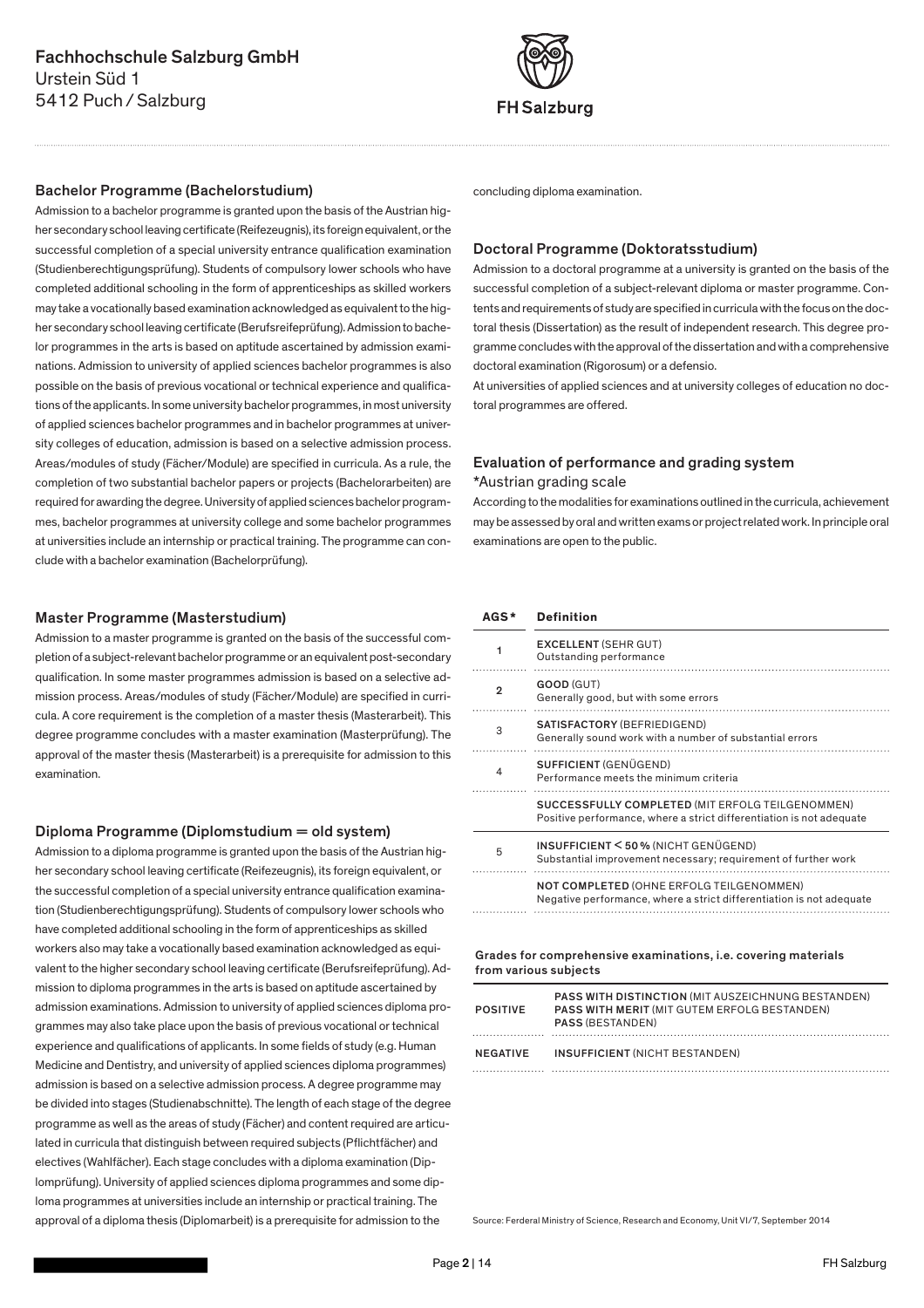Fachhochschule Salzburg GmbH
Urstein Süd 1
5412 Puch / Salzburg

## Bachelor Programme (Bachelorstudium)

Admission to a bachelor programme is granted upon the basis of the Austrian higher secondary school leaving certificate (Reifezeugnis), its foreign equivalent, or the successful completion of a special university entrance qualification examination (Studienberechtigungsprüfung). Students of compulsory lower schools who have completed additional schooling in the form of apprenticeships as skilled workers may take a vocationally based examination acknowledged as equivalent to the higher secondary school leaving certificate (Berufsreifeprüfung). Admission to bachelor programmes in the arts is based on aptitude ascertained by admission examinations. Admission to university of applied sciences bachelor programmes is also possible on the basis of previous vocational or technical experience and qualifications of the applicants. In some university bachelor programmes, in most university of applied sciences bachelor programmes and in bachelor programmes at university colleges of education, admission is based on a selective admission process. Areas/modules of study (Fächer/Module) are specified in curricula. As a rule, the completion of two substantial bachelor papers or projects (Bachelorarbeiten) are required for awarding the degree. University of applied sciences bachelor programmes, bachelor programmes at university college and some bachelor programmes at universities include an internship or practical training. The programme can conclude with a bachelor examination (Bachelorprüfung).

## Master Programme (Masterstudium)

Admission to a master programme is granted on the basis of the successful completion of a subject-relevant bachelor programme or an equivalent post-secondary qualification. In some master programmes admission is based on a selective admission process. Areas/modules of study (Fächer/Module) are specified in curricula. A core requirement is the completion of a master thesis (Masterarbeit). This degree programme concludes with a master examination (Masterprüfung). The approval of the master thesis (Masterarbeit) is a prerequisite for admission to this examination.

## Diploma Programme (Diplomstudium = old system)

Admission to a diploma programme is granted upon the basis of the Austrian higher secondary school leaving certificate (Reifezeugnis), its foreign equivalent, or the successful completion of a special university entrance qualification examination (Studienberechtigungsprüfung). Students of compulsory lower schools who have completed additional schooling in the form of apprenticeships as skilled workers also may take a vocationally based examination acknowledged as equivalent to the higher secondary school leaving certificate (Berufsreifeprüfung). Admission to diploma programmes in the arts is based on aptitude ascertained by admission examinations. Admission to university of applied sciences diploma programmes may also take place upon the basis of previous vocational or technical experience and qualifications of applicants. In some fields of study (e.g. Human Medicine and Dentistry, and university of applied sciences diploma programmes) admission is based on a selective admission process. A degree programme may be divided into stages (Studienabschnitte). The length of each stage of the degree programme as well as the areas of study (Fächer) and content required are articulated in curricula that distinguish between required subjects (Pflichtfächer) and electives (Wahlfächer). Each stage concludes with a diploma examination (Diplomprüfung). University of applied sciences diploma programmes and some diploma programmes at universities include an internship or practical training. The approval of a diploma thesis (Diplomarbeit) is a prerequisite for admission to the concluding diploma examination.

## Doctoral Programme (Doktoratsstudium)

Admission to a doctoral programme at a university is granted on the basis of the successful completion of a subject-relevant diploma or master programme. Contents and requirements of study are specified in curricula with the focus on the doctoral thesis (Dissertation) as the result of independent research. This degree programme concludes with the approval of the dissertation and with a comprehensive doctoral examination (Rigorosum) or a defensio.

At universities of applied sciences and at university colleges of education no doctoral programmes are offered.

## Evaluation of performance and grading system

*Austrian grading scale

According to the modalities for examinations outlined in the curricula, achievement may be assessed by oral and written exams or project related work. In principle oral examinations are open to the public.

| AGS* | Definition |
|---|---|
| 1 | **EXCELLENT** (SEHR GUT)<br>Outstanding performance |
| 2 | **GOOD** (GUT)<br>Generally good, but with some errors |
| 3 | **SATISFACTORY** (BEFRIEDIGEND)<br>Generally sound work with a number of substantial errors |
| 4 | **SUFFICIENT** (GENÜGEND)<br>Performance meets the minimum criteria |
| | **SUCCESSFULLY COMPLETED** (MIT ERFOLG TEILGENOMMEN)<br>Positive performance, where a strict differentiation is not adequate |
| 5 | **INSUFFICIENT < 50 %** (NICHT GENÜGEND)<br>Substantial improvement necessary; requirement of further work |
| | **NOT COMPLETED** (OHNE ERFOLG TEILGENOMMEN)<br>Negative performance, where a strict differentiation is not adequate |

**Grades for comprehensive examinations, i.e. covering materials from various subjects**

| | |
|---|---|
| POSITIVE | **PASS WITH DISTINCTION** (MIT AUSZEICHNUNG BESTANDEN)<br>**PASS WITH MERIT** (MIT GUTEM ERFOLG BESTANDEN)<br>**PASS** (BESTANDEN) |
| NEGATIVE | **INSUFFICIENT** (NICHT BESTANDEN) |

Source: Ferderal Ministry of Science, Research and Economy, Unit VI/7, September 2014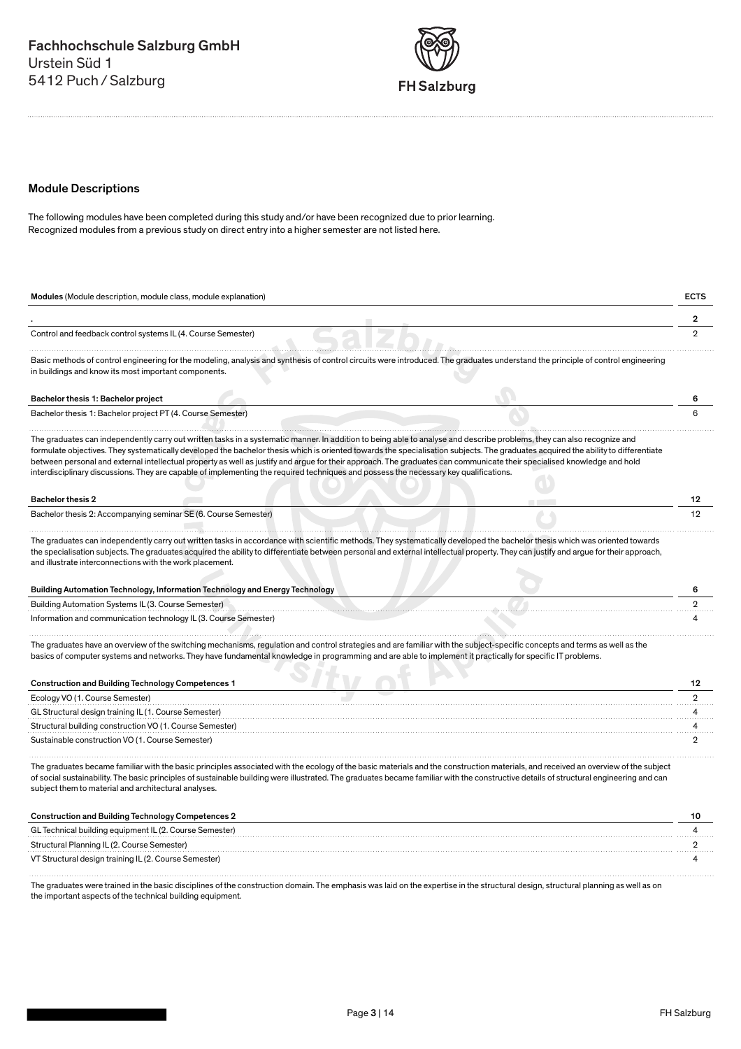Fachhochschule Salzburg GmbH
Urstein Süd 1
5412 Puch / Salzburg

## Module Descriptions

The following modules have been completed during this study and/or have been recognized due to prior learning.
Recognized modules from a previous study on direct entry into a higher semester are not listed here.

| **Modules** (Module description, module class, module explanation) | **ECTS** |
|---|---|
| . | **2** |
| Control and feedback control systems IL (4. Course Semester) | 2 |

Basic methods of control engineering for the modeling, analysis and synthesis of control circuits were introduced. The graduates understand the principle of control engineering in buildings and know its most important components.

| **Bachelor thesis 1: Bachelor project** | **6** |
|---|---|
| Bachelor thesis 1: Bachelor project PT (4. Course Semester) | 6 |

The graduates can independently carry out written tasks in a systematic manner. In addition to being able to analyse and describe problems, they can also recognize and formulate objectives. They systematically developed the bachelor thesis which is oriented towards the specialisation subjects. The graduates acquired the ability to differentiate between personal and external intellectual property as well as justify and argue for their approach. The graduates can communicate their specialised knowledge and hold interdisciplinary discussions. They are capable of implementing the required techniques and possess the necessary key qualifications.

| **Bachelor thesis 2** | **12** |
|---|---|
| Bachelor thesis 2: Accompanying seminar SE (6. Course Semester) | 12 |

The graduates can independently carry out written tasks in accordance with scientific methods. They systematically developed the bachelor thesis which was oriented towards the specialisation subjects. The graduates acquired the ability to differentiate between personal and external intellectual property. They can justify and argue for their approach, and illustrate interconnections with the work placement.

| **Building Automation Technology, Information Technology and Energy Technology** | **6** |
|---|---|
| Building Automation Systems IL (3. Course Semester) | 2 |
| Information and communication technology IL (3. Course Semester) | 4 |

The graduates have an overview of the switching mechanisms, regulation and control strategies and are familiar with the subject-specific concepts and terms as well as the basics of computer systems and networks. They have fundamental knowledge in programming and are able to implement it practically for specific IT problems.

| **Construction and Building Technology Competences 1** | **12** |
|---|---|
| Ecology VO (1. Course Semester) | 2 |
| GL Structural design training IL (1. Course Semester) | 4 |
| Structural building construction VO (1. Course Semester) | 4 |
| Sustainable construction VO (1. Course Semester) | 2 |

The graduates became familiar with the basic principles associated with the ecology of the basic materials and the construction materials, and received an overview of the subject of social sustainability. The basic principles of sustainable building were illustrated. The graduates became familiar with the constructive details of structural engineering and can subject them to material and architectural analyses.

| **Construction and Building Technology Competences 2** | **10** |
|---|---|
| GL Technical building equipment IL (2. Course Semester) | 4 |
| Structural Planning IL (2. Course Semester) | 2 |
| VT Structural design training IL (2. Course Semester) | 4 |

The graduates were trained in the basic disciplines of the construction domain. The emphasis was laid on the expertise in the structural design, structural planning as well as on the important aspects of the technical building equipment.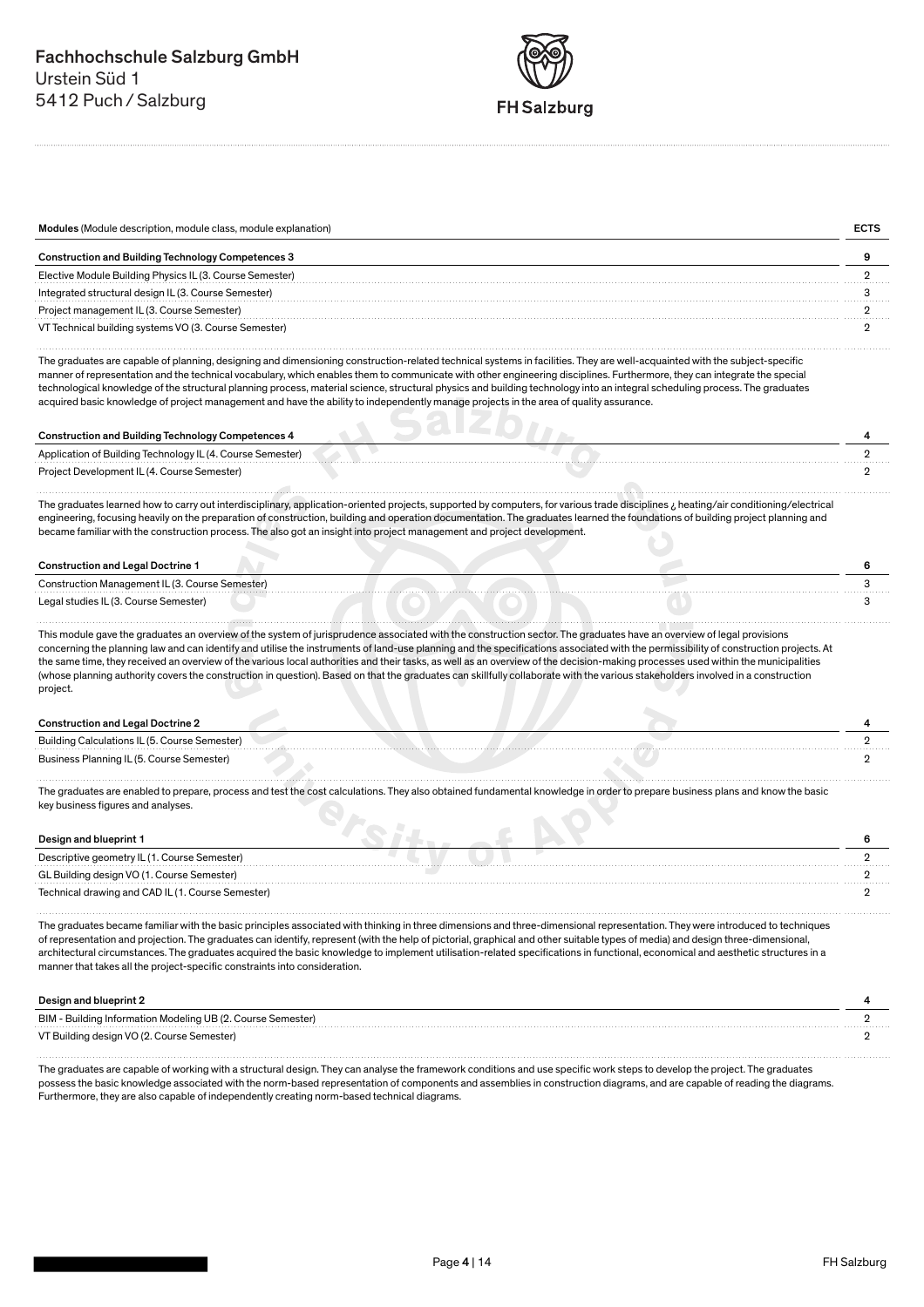| **Modules** (Module description, module class, module explanation) | **ECTS** |
|---|---|
| **Construction and Building Technology Competences 3** | **9** |
| Elective Module Building Physics IL (3. Course Semester) | 2 |
| Integrated structural design IL (3. Course Semester) | 3 |
| Project management IL (3. Course Semester) | 2 |
| VT Technical building systems VO (3. Course Semester) | 2 |

The graduates are capable of planning, designing and dimensioning construction-related technical systems in facilities. They are well-acquainted with the subject-specific manner of representation and the technical vocabulary, which enables them to communicate with other engineering disciplines. Furthermore, they can integrate the special technological knowledge of the structural planning process, material science, structural physics and building technology into an integral scheduling process. The graduates acquired basic knowledge of project management and have the ability to independently manage projects in the area of quality assurance.

| **Construction and Building Technology Competences 4** | **4** |
|---|---|
| Application of Building Technology IL (4. Course Semester) | 2 |
| Project Development IL (4. Course Semester) | 2 |

The graduates learned how to carry out interdisciplinary, application-oriented projects, supported by computers, for various trade disciplines ¿ heating/air conditioning/electrical engineering, focusing heavily on the preparation of construction, building and operation documentation. The graduates learned the foundations of building project planning and became familiar with the construction process. The also got an insight into project management and project development.

| **Construction and Legal Doctrine 1** | **6** |
|---|---|
| Construction Management IL (3. Course Semester) | 3 |
| Legal studies IL (3. Course Semester) | 3 |

This module gave the graduates an overview of the system of jurisprudence associated with the construction sector. The graduates have an overview of legal provisions concerning the planning law and can identify and utilise the instruments of land-use planning and the specifications associated with the permissibility of construction projects. At the same time, they received an overview of the various local authorities and their tasks, as well as an overview of the decision-making processes used within the municipalities (whose planning authority covers the construction in question). Based on that the graduates can skillfully collaborate with the various stakeholders involved in a construction project.

| **Construction and Legal Doctrine 2** | **4** |
|---|---|
| Building Calculations IL (5. Course Semester) | 2 |
| Business Planning IL (5. Course Semester) | 2 |

The graduates are enabled to prepare, process and test the cost calculations. They also obtained fundamental knowledge in order to prepare business plans and know the basic key business figures and analyses.

| **Design and blueprint 1** | **6** |
|---|---|
| Descriptive geometry IL (1. Course Semester) | 2 |
| GL Building design VO (1. Course Semester) | 2 |
| Technical drawing and CAD IL (1. Course Semester) | 2 |

The graduates became familiar with the basic principles associated with thinking in three dimensions and three-dimensional representation. They were introduced to techniques of representation and projection. The graduates can identify, represent (with the help of pictorial, graphical and other suitable types of media) and design three-dimensional, architectural circumstances. The graduates acquired the basic knowledge to implement utilisation-related specifications in functional, economical and aesthetic structures in a manner that takes all the project-specific constraints into consideration.

| **Design and blueprint 2** | **4** |
|---|---|
| BIM - Building Information Modeling UB (2. Course Semester) | 2 |
| VT Building design VO (2. Course Semester) | 2 |

The graduates are capable of working with a structural design. They can analyse the framework conditions and use specific work steps to develop the project. The graduates possess the basic knowledge associated with the norm-based representation of components and assemblies in construction diagrams, and are capable of reading the diagrams. Furthermore, they are also capable of independently creating norm-based technical diagrams.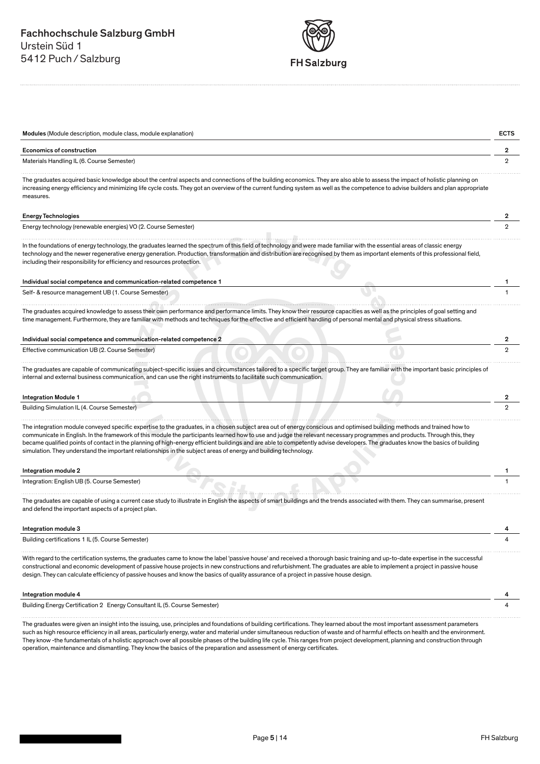Fachhochschule Salzburg GmbH
Urstein Süd 1
5412 Puch / Salzburg

| Modules (Module description, module class, module explanation) | ECTS |
|---|---|
| **Economics of construction** | **2** |
| Materials Handling IL (6. Course Semester) | 2 |

The graduates acquired basic knowledge about the central aspects and connections of the building economics. They are also able to assess the impact of holistic planning on increasing energy efficiency and minimizing life cycle costs. They got an overview of the current funding system as well as the competence to advise builders and plan appropriate measures.

| | |
|---|---|
| **Energy Technologies** | **2** |
| Energy technology (renewable energies) VO (2. Course Semester) | 2 |

In the foundations of energy technology, the graduates learned the spectrum of this field of technology and were made familiar with the essential areas of classic energy technology and the newer regenerative energy generation. Production, transformation and distribution are recognised by them as important elements of this professional field, including their responsibility for efficiency and resources protection.

| | |
|---|---|
| **Individual social competence and communication-related competence 1** | **1** |
| Self- & resource management UB (1. Course Semester) | 1 |

The graduates acquired knowledge to assess their own performance and performance limits. They know their resource capacities as well as the principles of goal setting and time management. Furthermore, they are familiar with methods and techniques for the effective and efficient handling of personal mental and physical stress situations.

| | |
|---|---|
| **Individual social competence and communication-related competence 2** | **2** |
| Effective communication UB (2. Course Semester) | 2 |

The graduates are capable of communicating subject-specific issues and circumstances tailored to a specific target group. They are familiar with the important basic principles of internal and external business communication, and can use the right instruments to facilitate such communication.

| | |
|---|---|
| **Integration Module 1** | **2** |
| Building Simulation IL (4. Course Semester) | 2 |

The integration module conveyed specific expertise to the graduates, in a chosen subject area out of energy conscious and optimised building methods and trained how to communicate in English. In the framework of this module the participants learned how to use and judge the relevant necessary programmes and products. Through this, they became qualified points of contact in the planning of high-energy efficient buildings and are able to competently advise developers. The graduates know the basics of building simulation. They understand the important relationships in the subject areas of energy and building technology.

| | |
|---|---|
| **Integration module 2** | **1** |
| Integration: English UB (5. Course Semester) | 1 |

The graduates are capable of using a current case study to illustrate in English the aspects of smart buildings and the trends associated with them. They can summarise, present and defend the important aspects of a project plan.

| | |
|---|---|
| **Integration module 3** | **4** |
| Building certifications 1 IL (5. Course Semester) | 4 |

With regard to the certification systems, the graduates came to know the label 'passive house' and received a thorough basic training and up-to-date expertise in the successful constructional and economic development of passive house projects in new constructions and refurbishment. The graduates are able to implement a project in passive house design. They can calculate efficiency of passive houses and know the basics of quality assurance of a project in passive house design.

| | |
|---|---|
| **Integration module 4** | **4** |
| Building Energy Certification 2 Energy Consultant IL (5. Course Semester) | 4 |

The graduates were given an insight into the issuing, use, principles and foundations of building certifications. They learned about the most important assessment parameters such as high resource efficiency in all areas, particularly energy, water and material under simultaneous reduction of waste and of harmful effects on health and the environment. They know -the fundamentals of a holistic approach over all possible phases of the building life cycle. This ranges from project development, planning and construction through operation, maintenance and dismantling. They know the basics of the preparation and assessment of energy certificates.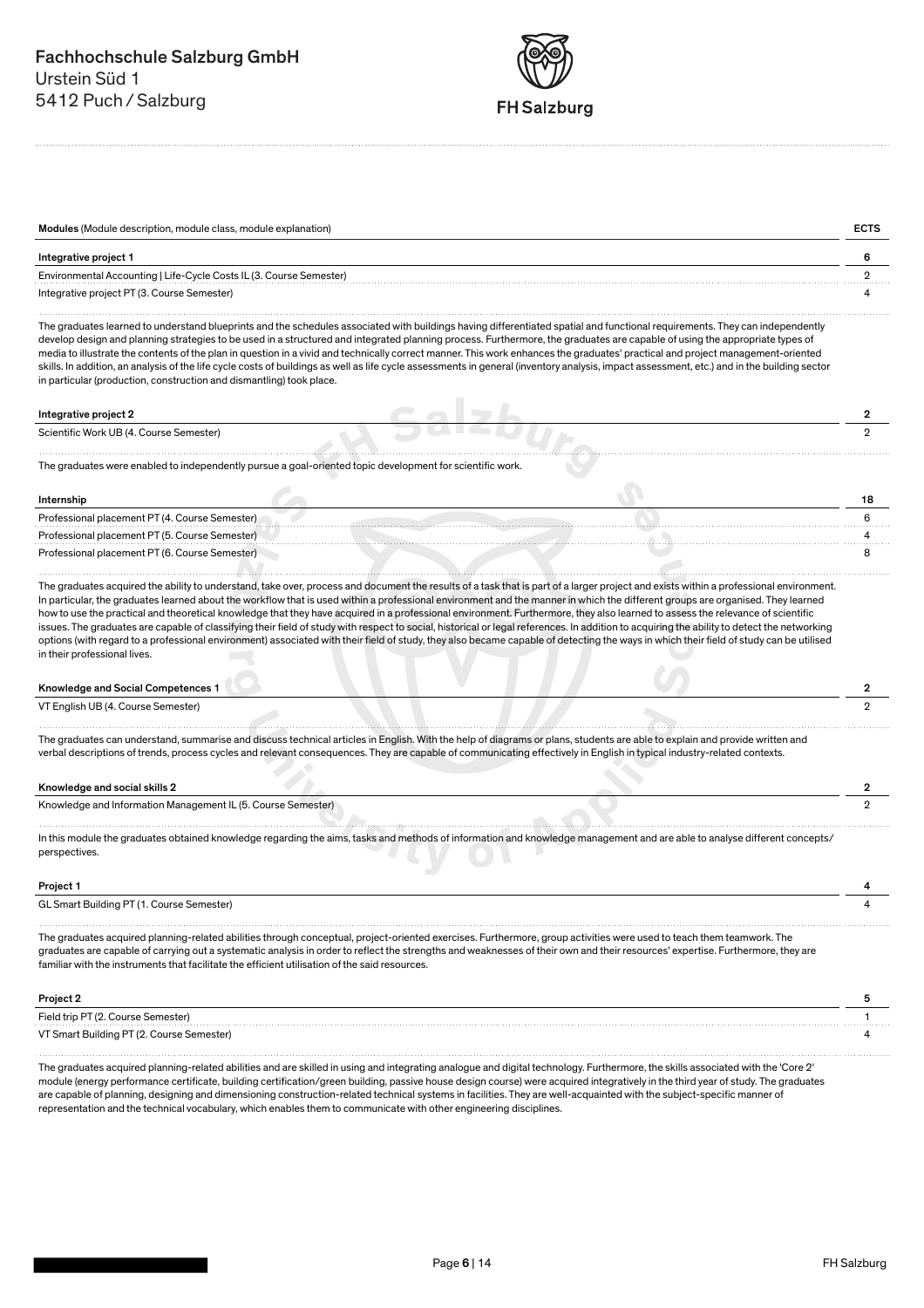| Modules (Module description, module class, module explanation) | ECTS |
| --- | --- |
| **Integrative project 1** | **6** |
| Environmental Accounting \| Life-Cycle Costs IL (3. Course Semester) | 2 |
| Integrative project PT (3. Course Semester) | 4 |

The graduates learned to understand blueprints and the schedules associated with buildings having differentiated spatial and functional requirements. They can independently develop design and planning strategies to be used in a structured and integrated planning process. Furthermore, the graduates are capable of using the appropriate types of media to illustrate the contents of the plan in question in a vivid and technically correct manner. This work enhances the graduates' practical and project management-oriented skills. In addition, an analysis of the life cycle costs of buildings as well as life cycle assessments in general (inventory analysis, impact assessment, etc.) and in the building sector in particular (production, construction and dismantling) took place.

| | |
| --- | --- |
| **Integrative project 2** | **2** |
| Scientific Work UB (4. Course Semester) | 2 |

The graduates were enabled to independently pursue a goal-oriented topic development for scientific work.

| | |
| --- | --- |
| **Internship** | **18** |
| Professional placement PT (4. Course Semester) | 6 |
| Professional placement PT (5. Course Semester) | 4 |
| Professional placement PT (6. Course Semester) | 8 |

The graduates acquired the ability to understand, take over, process and document the results of a task that is part of a larger project and exists within a professional environment. In particular, the graduates learned about the workflow that is used within a professional environment and the manner in which the different groups are organised. They learned how to use the practical and theoretical knowledge that they have acquired in a professional environment. Furthermore, they also learned to assess the relevance of scientific issues. The graduates are capable of classifying their field of study with respect to social, historical or legal references. In addition to acquiring the ability to detect the networking options (with regard to a professional environment) associated with their field of study, they also became capable of detecting the ways in which their field of study can be utilised in their professional lives.

| | |
| --- | --- |
| **Knowledge and Social Competences 1** | **2** |
| VT English UB (4. Course Semester) | 2 |

The graduates can understand, summarise and discuss technical articles in English. With the help of diagrams or plans, students are able to explain and provide written and verbal descriptions of trends, process cycles and relevant consequences. They are capable of communicating effectively in English in typical industry-related contexts.

| | |
| --- | --- |
| **Knowledge and social skills 2** | **2** |
| Knowledge and Information Management IL (5. Course Semester) | 2 |

In this module the graduates obtained knowledge regarding the aims, tasks and methods of information and knowledge management and are able to analyse different concepts/ perspectives.

| | |
| --- | --- |
| **Project 1** | **4** |
| GL Smart Building PT (1. Course Semester) | 4 |

The graduates acquired planning-related abilities through conceptual, project-oriented exercises. Furthermore, group activities were used to teach them teamwork. The graduates are capable of carrying out a systematic analysis in order to reflect the strengths and weaknesses of their own and their resources' expertise. Furthermore, they are familiar with the instruments that facilitate the efficient utilisation of the said resources.

| | |
| --- | --- |
| **Project 2** | **5** |
| Field trip PT (2. Course Semester) | 1 |
| VT Smart Building PT (2. Course Semester) | 4 |

The graduates acquired planning-related abilities and are skilled in using and integrating analogue and digital technology. Furthermore, the skills associated with the 'Core 2' module (energy performance certificate, building certification/green building, passive house design course) were acquired integratively in the third year of study. The graduates are capable of planning, designing and dimensioning construction-related technical systems in facilities. They are well-acquainted with the subject-specific manner of representation and the technical vocabulary, which enables them to communicate with other engineering disciplines.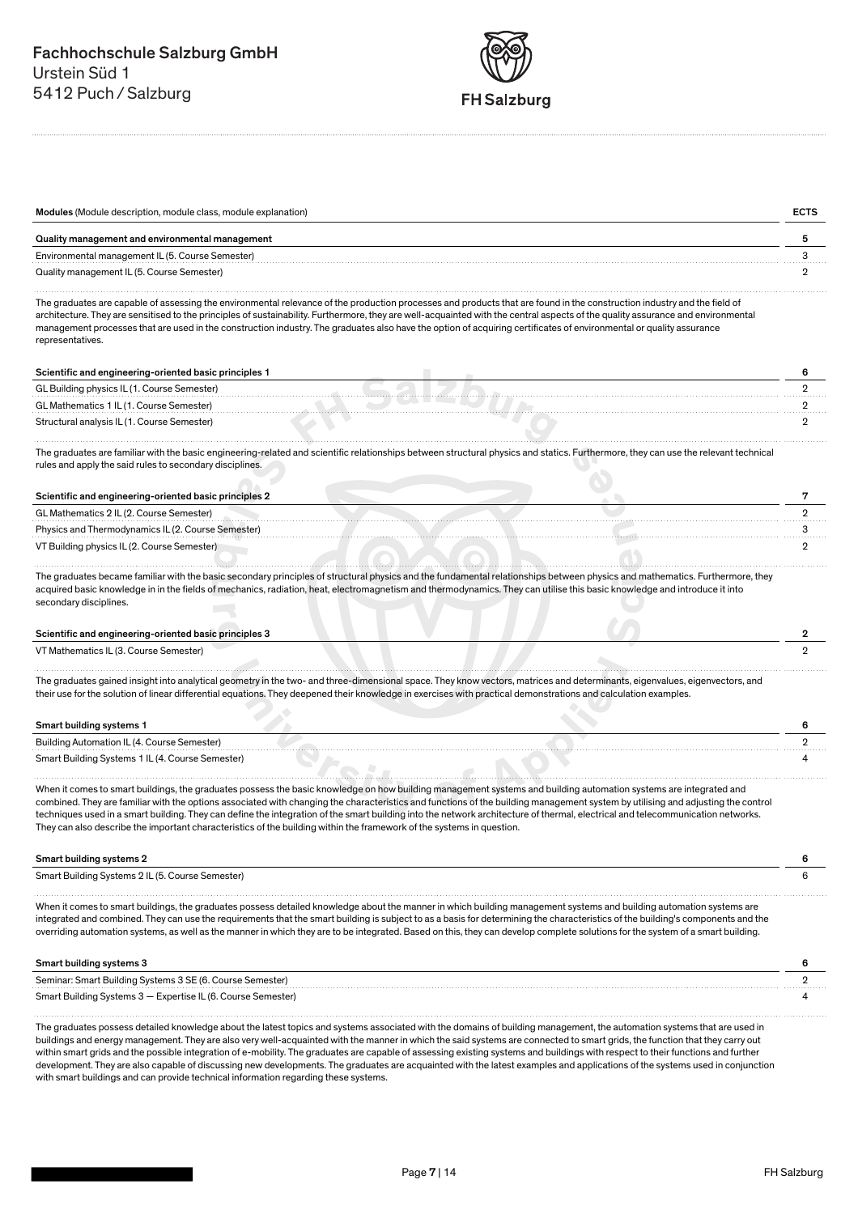| **Modules** (Module description, module class, module explanation) | **ECTS** |
|---|---|
| **Quality management and environmental management** | **5** |
| Environmental management IL (5. Course Semester) | 3 |
| Quality management IL (5. Course Semester) | 2 |

The graduates are capable of assessing the environmental relevance of the production processes and products that are found in the construction industry and the field of architecture. They are sensitised to the principles of sustainability. Furthermore, they are well-acquainted with the central aspects of the quality assurance and environmental management processes that are used in the construction industry. The graduates also have the option of acquiring certificates of environmental or quality assurance representatives.

| **Scientific and engineering-oriented basic principles 1** | **6** |
|---|---|
| GL Building physics IL (1. Course Semester) | 2 |
| GL Mathematics 1 IL (1. Course Semester) | 2 |
| Structural analysis IL (1. Course Semester) | 2 |

The graduates are familiar with the basic engineering-related and scientific relationships between structural physics and statics. Furthermore, they can use the relevant technical rules and apply the said rules to secondary disciplines.

| **Scientific and engineering-oriented basic principles 2** | **7** |
|---|---|
| GL Mathematics 2 IL (2. Course Semester) | 2 |
| Physics and Thermodynamics IL (2. Course Semester) | 3 |
| VT Building physics IL (2. Course Semester) | 2 |

The graduates became familiar with the basic secondary principles of structural physics and the fundamental relationships between physics and mathematics. Furthermore, they acquired basic knowledge in in the fields of mechanics, radiation, heat, electromagnetism and thermodynamics. They can utilise this basic knowledge and introduce it into secondary disciplines.

| **Scientific and engineering-oriented basic principles 3** | **2** |
|---|---|
| VT Mathematics IL (3. Course Semester) | 2 |

The graduates gained insight into analytical geometry in the two- and three-dimensional space. They know vectors, matrices and determinants, eigenvalues, eigenvectors, and their use for the solution of linear differential equations. They deepened their knowledge in exercises with practical demonstrations and calculation examples.

| **Smart building systems 1** | **6** |
|---|---|
| Building Automation IL (4. Course Semester) | 2 |
| Smart Building Systems 1 IL (4. Course Semester) | 4 |

When it comes to smart buildings, the graduates possess the basic knowledge on how building management systems and building automation systems are integrated and combined. They are familiar with the options associated with changing the characteristics and functions of the building management system by utilising and adjusting the control techniques used in a smart building. They can define the integration of the smart building into the network architecture of thermal, electrical and telecommunication networks. They can also describe the important characteristics of the building within the framework of the systems in question.

| **Smart building systems 2** | **6** |
|---|---|
| Smart Building Systems 2 IL (5. Course Semester) | 6 |

When it comes to smart buildings, the graduates possess detailed knowledge about the manner in which building management systems and building automation systems are integrated and combined. They can use the requirements that the smart building is subject to as a basis for determining the characteristics of the building's components and the overriding automation systems, as well as the manner in which they are to be integrated. Based on this, they can develop complete solutions for the system of a smart building.

| **Smart building systems 3** | **6** |
|---|---|
| Seminar: Smart Building Systems 3 SE (6. Course Semester) | 2 |
| Smart Building Systems 3 — Expertise IL (6. Course Semester) | 4 |

The graduates possess detailed knowledge about the latest topics and systems associated with the domains of building management, the automation systems that are used in buildings and energy management. They are also very well-acquainted with the manner in which the said systems are connected to smart grids, the function that they carry out within smart grids and the possible integration of e-mobility. The graduates are capable of assessing existing systems and buildings with respect to their functions and further development. They are also capable of discussing new developments. The graduates are acquainted with the latest examples and applications of the systems used in conjunction with smart buildings and can provide technical information regarding these systems.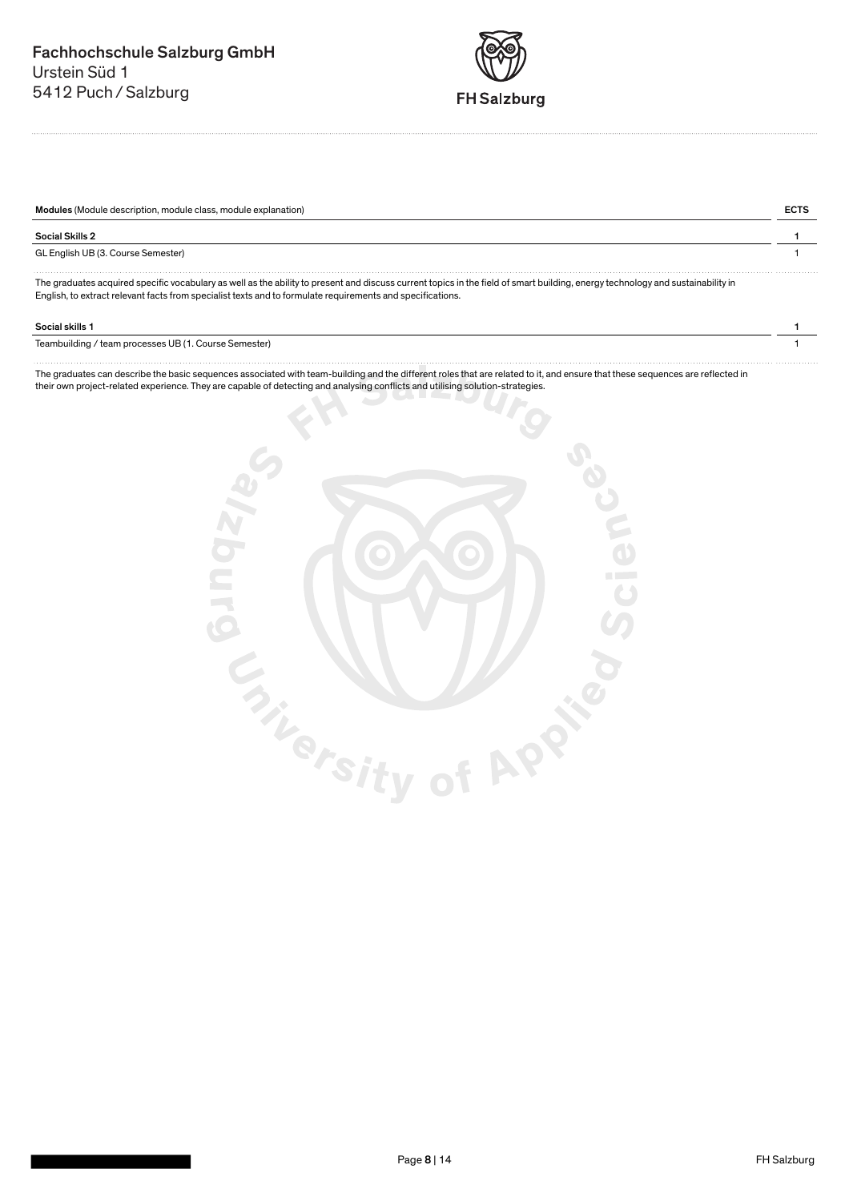| Modules (Module description, module class, module explanation) | ECTS |
| --- | --- |
| **Social Skills 2** | **1** |
| GL English UB (3. Course Semester) | 1 |

The graduates acquired specific vocabulary as well as the ability to present and discuss current topics in the field of smart building, energy technology and sustainability in English, to extract relevant facts from specialist texts and to formulate requirements and specifications.

| | |
| --- | --- |
| **Social skills 1** | **1** |
| Teambuilding / team processes UB (1. Course Semester) | 1 |

The graduates can describe the basic sequences associated with team-building and the different roles that are related to it, and ensure that these sequences are reflected in their own project-related experience. They are capable of detecting and analysing conflicts and utilising solution-strategies.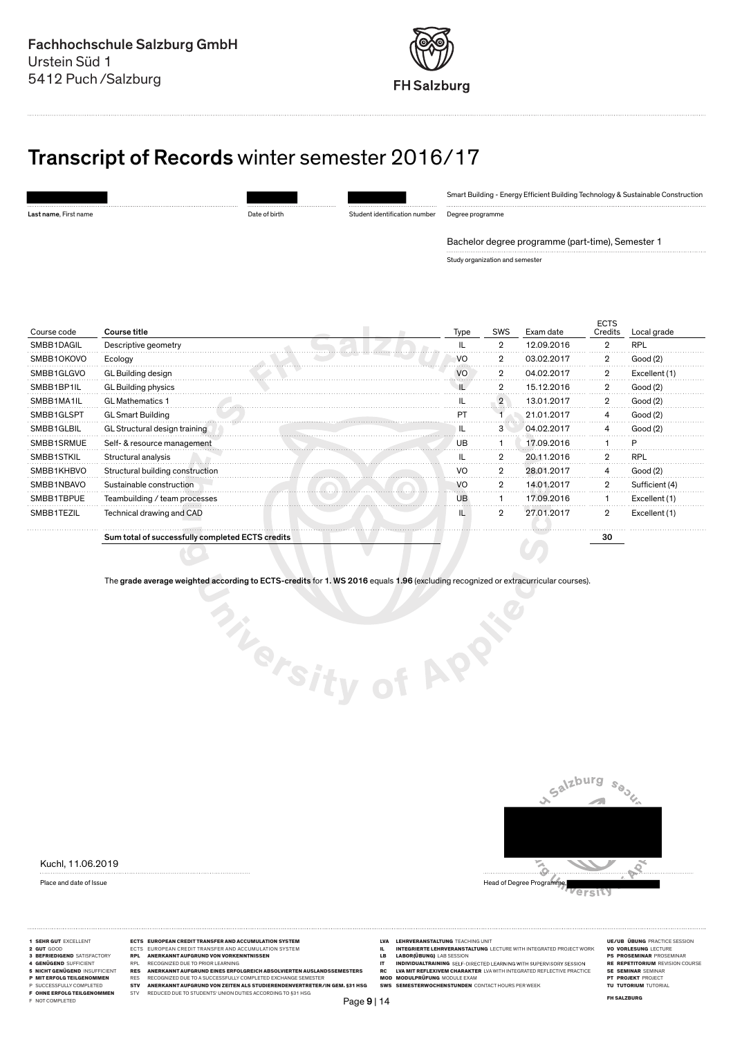Fachhochschule Salzburg GmbH
Urstein Süd 1
5412 Puch / Salzburg

FH Salzburg

# **Transcript of Records** winter semester 2016/17

| | | | |
|---|---|---|---|
| | | | Smart Building - Energy Efficient Building Technology & Sustainable Construction |
| **Last name**, First name | Date of birth | Student identification number | Degree programme |

Bachelor degree programme (part-time), Semester 1

Study organization and semester

| Course code | Course title | Type | SWS | Exam date | ECTS Credits | Local grade |
|---|---|---|---|---|---|---|
| SMBB1DAGIL | Descriptive geometry | IL | 2 | 12.09.2016 | 2 | RPL |
| SMBB1OKOVO | Ecology | VO | 2 | 03.02.2017 | 2 | Good (2) |
| SMBB1GLGVO | GL Building design | VO | 2 | 04.02.2017 | 2 | Excellent (1) |
| SMBB1BP1IL | GL Building physics | IL | 2 | 15.12.2016 | 2 | Good (2) |
| SMBB1MA1IL | GL Mathematics 1 | IL | 2 | 13.01.2017 | 2 | Good (2) |
| SMBB1GLSPT | GL Smart Building | PT | 1 | 21.01.2017 | 4 | Good (2) |
| SMBB1GLBIL | GL Structural design training | IL | 3 | 04.02.2017 | 4 | Good (2) |
| SMBB1SRMUE | Self- & resource management | UB | 1 | 17.09.2016 | 1 | P |
| SMBB1STKIL | Structural analysis | IL | 2 | 20.11.2016 | 2 | RPL |
| SMBB1KHBVO | Structural building construction | VO | 2 | 28.01.2017 | 4 | Good (2) |
| SMBB1NBAVO | Sustainable construction | VO | 2 | 14.01.2017 | 2 | Sufficient (4) |
| SMBB1TBPUE | Teambuilding / team processes | UB | 1 | 17.09.2016 | 1 | Excellent (1) |
| SMBB1TEZIL | Technical drawing and CAD | IL | 2 | 27.01.2017 | 2 | Excellent (1) |
| | **Sum total of successfully completed ECTS credits** | | | | **30** | |

The **grade average weighted according to ECTS-credits** for **1. WS 2016** equals **1.96** (excluding recognized or extracurricular courses).

Kuchl, 11.06.2019

Place and date of Issue

Head of Degree Programme

**1 SEHR GUT** EXCELLENT
**2 GUT** GOOD
**3 BEFRIEDIGEND** SATISFACTORY
**4 GENÜGEND** SUFFICIENT
**5 NICHT GENÜGEND** INSUFFICIENT
**P MIT ERFOLG TEILGENOMMEN**
P SUCCESSFULLY COMPLETED
**F OHNE ERFOLG TEILGENOMMEN**
F NOT COMPLETED

**ECTS EUROPEAN CREDIT TRANSFER AND ACCUMULATION SYSTEM**
ECTS EUROPEAN CREDIT TRANSFER AND ACCUMULATION SYSTEM
**RPL ANERKANNT AUFGRUND VON VORKENNTNISSEN**
RPL RECOGNIZED DUE TO PRIOR LEARNING
**RES ANERKANNT AUFGRUND EINES ERFOLGREICH ABSOLVIERTEN AUSLANDSSEMESTERS**
RES RECOGNIZED DUE TO A SUCCESSFULLY COMPLETED EXCHANGE SEMESTER
**STV ANERKANNT AUFGRUND VON ZEITEN ALS STUDIERENDENVERTRETER/IN GEM. §31 HSG**
STV REDUCED DUE TO STUDENTS' UNION DUTIES ACCORDING TO §31 HSG

**LVA LEHRVERANSTALTUNG** TEACHING UNIT
**IL INTEGRIERTE LEHRVERANSTALTUNG** LECTURE WITH INTEGRATED PROJECT WORK
**LB LABOR(ÜBUNG)** LAB SESSION
**IT INDIVIDUALTRAINING** SELF-DIRECTED LEARNING WITH SUPERVISORY SESSION
**RC LVA MIT REFLEXIVEM CHARAKTER** LVA WITH INTEGRATED REFLECTIVE PRACTICE
**MOD MODULPRÜFUNG** MODULE EXAM
**SWS SEMESTERWOCHENSTUNDEN** CONTACT HOURS PER WEEK

**UE/UB ÜBUNG** PRACTICE SESSION
**VO VORLESUNG** LECTURE
**PS PROSEMINAR** PROSEMINAR
**RE REPETITORIUM** REVISION COURSE
**SE SEMINAR** SEMINAR
**PT PROJEKT** PROJECT
**TU TUTORIUM** TUTORIAL

**FH SALZBURG**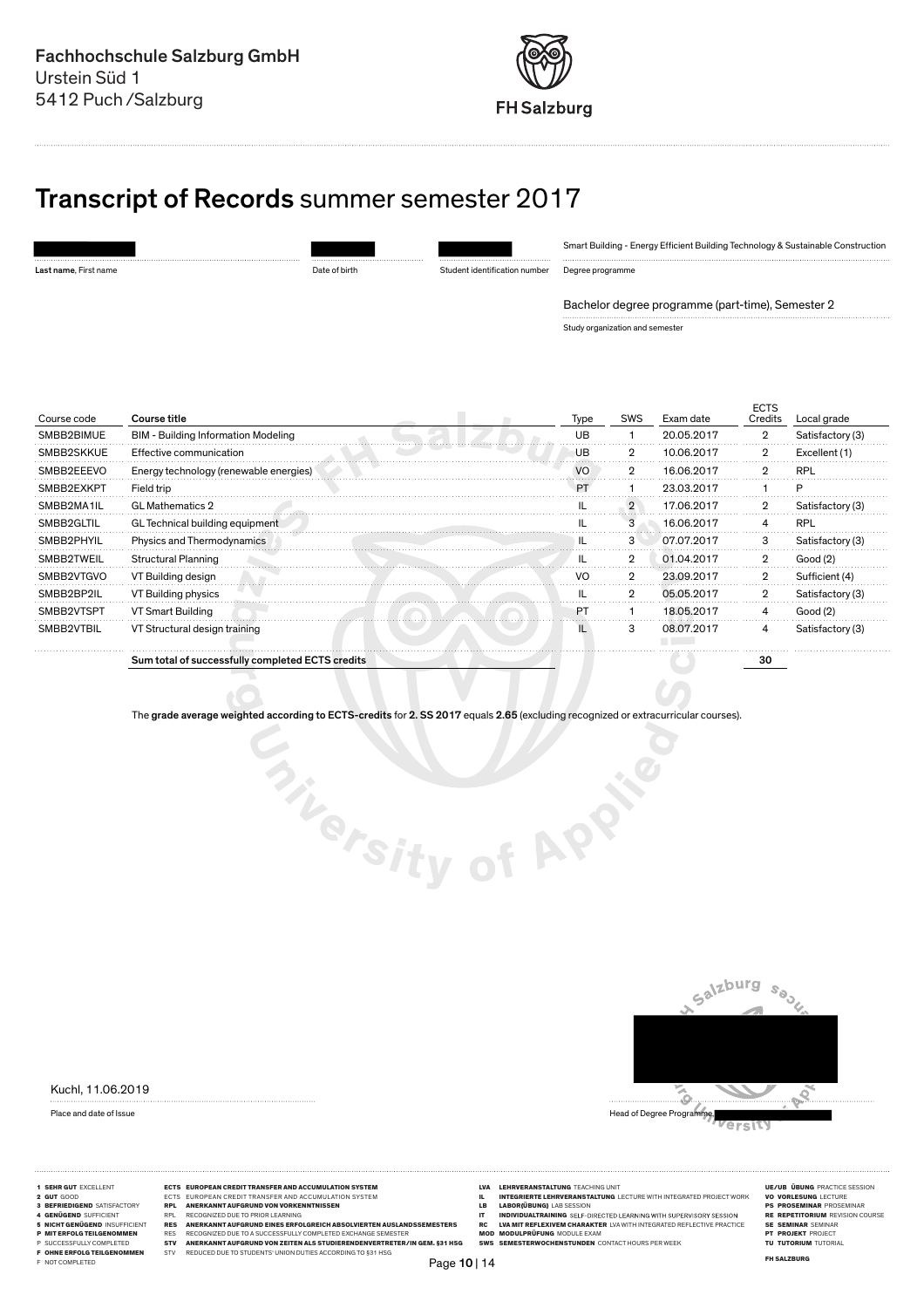Fachhochschule Salzburg GmbH
Urstein Süd 1
5412 Puch /Salzburg

FH Salzburg

# Transcript of Records summer semester 2017

| | | | |
|---|---|---|---|
| | | | Smart Building - Energy Efficient Building Technology & Sustainable Construction |
| **Last name**, First name | Date of birth | Student identification number | Degree programme |

Bachelor degree programme (part-time), Semester 2

Study organization and semester

| Course code | Course title | Type | SWS | Exam date | ECTS Credits | Local grade |
|---|---|---|---|---|---|---|
| SMBB2BIMUE | BIM - Building Information Modeling | UB | 1 | 20.05.2017 | 2 | Satisfactory (3) |
| SMBB2SKKUE | Effective communication | UB | 2 | 10.06.2017 | 2 | Excellent (1) |
| SMBB2EEEVO | Energy technology (renewable energies) | VO | 2 | 16.06.2017 | 2 | RPL |
| SMBB2EXKPT | Field trip | PT | 1 | 23.03.2017 | 1 | P |
| SMBB2MA1IL | GL Mathematics 2 | IL | 2 | 17.06.2017 | 2 | Satisfactory (3) |
| SMBB2GLTIL | GL Technical building equipment | IL | 3 | 16.06.2017 | 4 | RPL |
| SMBB2PHYIL | Physics and Thermodynamics | IL | 3 | 07.07.2017 | 3 | Satisfactory (3) |
| SMBB2TWEIL | Structural Planning | IL | 2 | 01.04.2017 | 2 | Good (2) |
| SMBB2VTGVO | VT Building design | VO | 2 | 23.09.2017 | 2 | Sufficient (4) |
| SMBB2BP2IL | VT Building physics | IL | 2 | 05.05.2017 | 2 | Satisfactory (3) |
| SMBB2VTSPT | VT Smart Building | PT | 1 | 18.05.2017 | 4 | Good (2) |
| SMBB2VTBIL | VT Structural design training | IL | 3 | 08.07.2017 | 4 | Satisfactory (3) |
| | **Sum total of successfully completed ECTS credits** | | | | **30** | |

The **grade average weighted according to ECTS-credits** for **2. SS 2017** equals **2.65** (excluding recognized or extracurricular courses).

Kuchl, 11.06.2019

Place and date of Issue

Head of Degree Programme

**1 SEHR GUT** EXCELLENT
**2 GUT** GOOD
**3 BEFRIEDIGEND** SATISFACTORY
**4 GENÜGEND** SUFFICIENT
**5 NICHT GENÜGEND** INSUFFICIENT
**P MIT ERFOLG TEILGENOMMEN**
P SUCCESSFULLY COMPLETED
**F OHNE ERFOLG TEILGENOMMEN**
F NOT COMPLETED

**ECTS EUROPEAN CREDIT TRANSFER AND ACCUMULATION SYSTEM**
ECTS EUROPEAN CREDIT TRANSFER AND ACCUMULATION SYSTEM
**RPL ANERKANNT AUFGRUND VON VORKENNTNISSEN**
RPL RECOGNIZED DUE TO PRIOR LEARNING
**RES ANERKANNT AUFGRUND EINES ERFOLGREICH ABSOLVIERTEN AUSLANDSSEMESTERS**
RES RECOGNIZED DUE TO A SUCCESSFULLY COMPLETED EXCHANGE SEMESTER
**STV ANERKANNT AUFGRUND VON ZEITEN ALS STUDIERENDENVERTRETER/IN GEM. §31 HSG**
STV REDUCED DUE TO STUDENTS' UNION DUTIES ACCORDING TO §31 HSG

**LVA LEHRVERANSTALTUNG** TEACHING UNIT
**IL INTEGRIERTE LEHRVERANSTALTUNG** LECTURE WITH INTEGRATED PROJECT WORK
**LB LABOR(ÜBUNG)** LAB SESSION
**IT INDIVIDUALTRAINING** SELF-DIRECTED LEARNING WITH SUPERVISORY SESSION
**RC LVA MIT REFLEXIVEM CHARAKTER** LVA WITH INTEGRATED REFLECTIVE PRACTICE
**MOD MODULPRÜFUNG** MODULE EXAM
**SWS SEMESTERWOCHENSTUNDEN** CONTACT HOURS PER WEEK

**UE/UB ÜBUNG** PRACTICE SESSION
**VO VORLESUNG** LECTURE
**PS PROSEMINAR** PROSEMINAR
**RE REPETITORIUM** REVISION COURSE
**SE SEMINAR** SEMINAR
**PT PROJEKT** PROJECT
**TU TUTORIUM** TUTORIAL

**FH SALZBURG**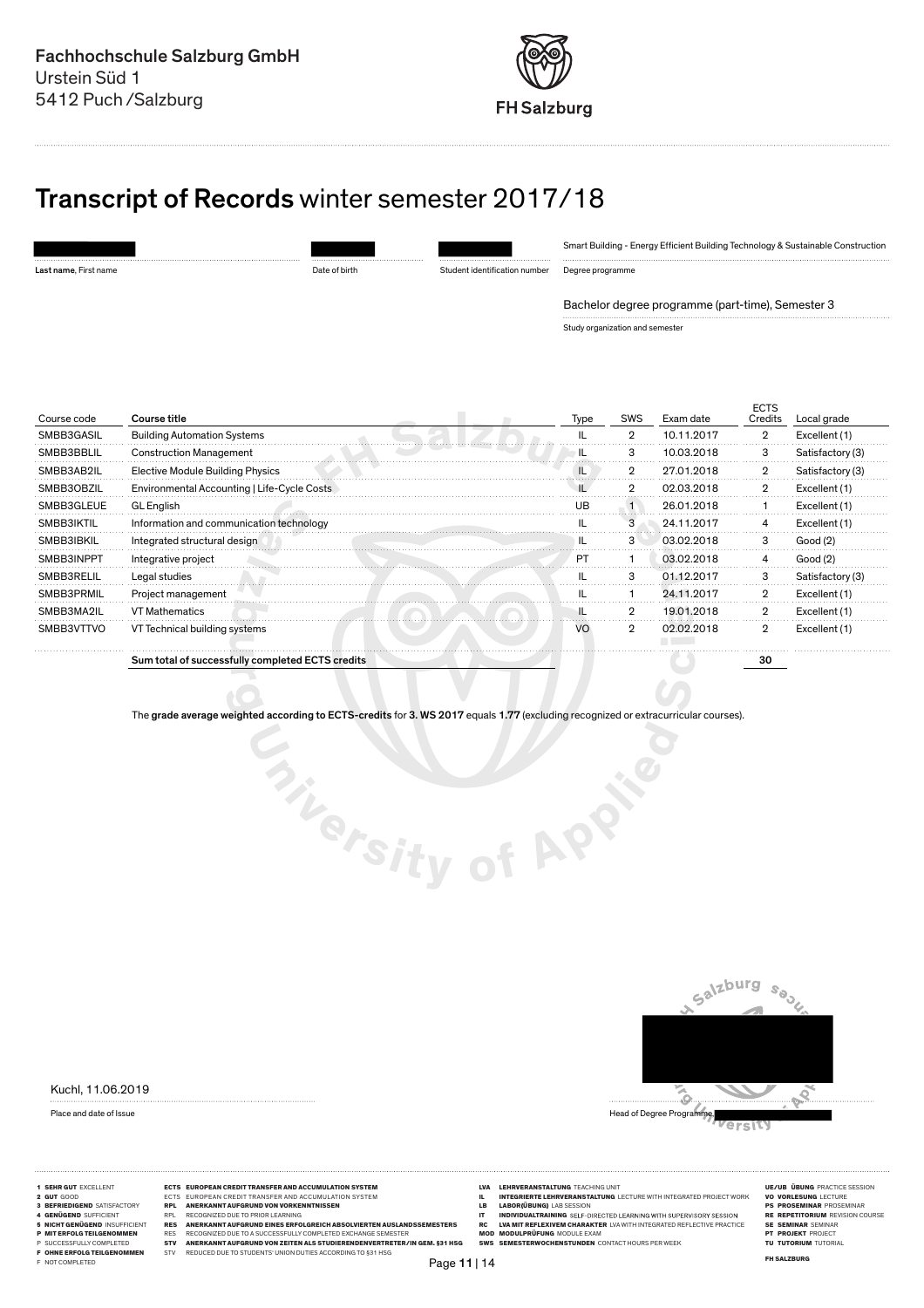Fachhochschule Salzburg GmbH
Urstein Süd 1
5412 Puch / Salzburg

FH Salzburg

# Transcript of Records winter semester 2017/18

| | | | Smart Building - Energy Efficient Building Technology & Sustainable Construction |
|---|---|---|---|
| Last name, First name | Date of birth | Student identification number | Degree programme |

Bachelor degree programme (part-time), Semester 3

Study organization and semester

| Course code | Course title | Type | SWS | Exam date | ECTS Credits | Local grade |
|---|---|---|---|---|---|---|
| SMBB3GASIL | Building Automation Systems | IL | 2 | 10.11.2017 | 2 | Excellent (1) |
| SMBB3BBLIL | Construction Management | IL | 3 | 10.03.2018 | 3 | Satisfactory (3) |
| SMBB3AB2IL | Elective Module Building Physics | IL | 2 | 27.01.2018 | 2 | Satisfactory (3) |
| SMBB3OBZIL | Environmental Accounting \| Life-Cycle Costs | IL | 2 | 02.03.2018 | 2 | Excellent (1) |
| SMBB3GLEUE | GL English | UB | 1 | 26.01.2018 | 1 | Excellent (1) |
| SMBB3IKTIL | Information and communication technology | IL | 3 | 24.11.2017 | 4 | Excellent (1) |
| SMBB3IBKIL | Integrated structural design | IL | 3 | 03.02.2018 | 3 | Good (2) |
| SMBB3INPPT | Integrative project | PT | 1 | 03.02.2018 | 4 | Good (2) |
| SMBB3RELIL | Legal studies | IL | 3 | 01.12.2017 | 3 | Satisfactory (3) |
| SMBB3PRMIL | Project management | IL | 1 | 24.11.2017 | 2 | Excellent (1) |
| SMBB3MA2IL | VT Mathematics | IL | 2 | 19.01.2018 | 2 | Excellent (1) |
| SMBB3VTTVO | VT Technical building systems | VO | 2 | 02.02.2018 | 2 | Excellent (1) |
| | **Sum total of successfully completed ECTS credits** | | | | **30** | |

The **grade average weighted according to ECTS-credits** for **3. WS 2017** equals **1.77** (excluding recognized or extracurricular courses).

Kuchl, 11.06.2019

Place and date of Issue

Head of Degree Programme

**1 SEHR GUT** EXCELLENT
**2 GUT** GOOD
**3 BEFRIEDIGEND** SATISFACTORY
**4 GENÜGEND** SUFFICIENT
**5 NICHT GENÜGEND** INSUFFICIENT
**P MIT ERFOLG TEILGENOMMEN**
P SUCCESSFULLY COMPLETED
**F OHNE ERFOLG TEILGENOMMEN**
F NOT COMPLETED

**ECTS EUROPEAN CREDIT TRANSFER AND ACCUMULATION SYSTEM**
ECTS EUROPEAN CREDIT TRANSFER AND ACCUMULATION SYSTEM
**RPL ANERKANNT AUFGRUND VON VORKENNTNISSEN**
RPL RECOGNIZED DUE TO PRIOR LEARNING
**RES ANERKANNT AUFGRUND EINES ERFOLGREICH ABSOLVIERTEN AUSLANDSSEMESTERS**
RES RECOGNIZED DUE TO A SUCCESSFULLY COMPLETED EXCHANGE SEMESTER
**STV ANERKANNT AUFGRUND VON ZEITEN ALS STUDIERENDENVERTRETER/IN GEM. §31 HSG**
STV REDUCED DUE TO STUDENTS' UNION DUTIES ACCORDING TO §31 HSG

**LVA LEHRVERANSTALTUNG** TEACHING UNIT
**IL INTEGRIERTE LEHRVERANSTALTUNG** LECTURE WITH INTEGRATED PROJECT WORK
**LB LABOR(ÜBUNG)** LAB SESSION
**IT INDIVIDUALTRAINING** SELF-DIRECTED LEARNING WITH SUPERVISORY SESSION
**RC LVA MIT REFLEXIVEM CHARAKTER** LVA WITH INTEGRATED REFLECTIVE PRACTICE
**MOD MODULPRÜFUNG** MODULE EXAM
**SWS SEMESTERWOCHENSTUNDEN** CONTACT HOURS PER WEEK

**UE/UB ÜBUNG** PRACTICE SESSION
**VO VORLESUNG** LECTURE
**PS PROSEMINAR** PROSEMINAR
**RE REPETITORIUM** REVISION COURSE
**SE SEMINAR** SEMINAR
**PT PROJEKT** PROJECT
**TU TUTORIUM** TUTORIAL

FH SALZBURG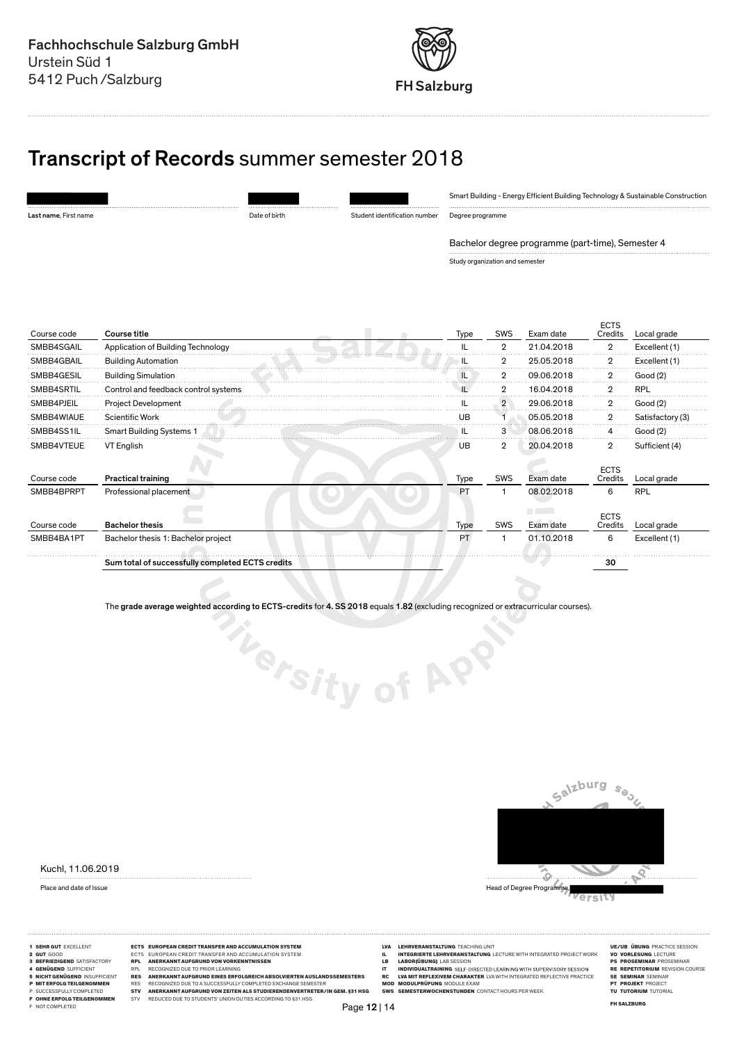Fachhochschule Salzburg GmbH
Urstein Süd 1
5412 Puch / Salzburg

FH Salzburg

# Transcript of Records summer semester 2018

| | | | |
|---|---|---|---|
| | | | Smart Building - Energy Efficient Building Technology & Sustainable Construction |
| Last name, First name | Date of birth | Student identification number | Degree programme |

Bachelor degree programme (part-time), Semester 4

Study organization and semester

| Course code | Course title | Type | SWS | Exam date | ECTS Credits | Local grade |
|---|---|---|---|---|---|---|
| SMBB4SGAIL | Application of Building Technology | IL | 2 | 21.04.2018 | 2 | Excellent (1) |
| SMBB4GBAIL | Building Automation | IL | 2 | 25.05.2018 | 2 | Excellent (1) |
| SMBB4GESIL | Building Simulation | IL | 2 | 09.06.2018 | 2 | Good (2) |
| SMBB4SRTIL | Control and feedback control systems | IL | 2 | 16.04.2018 | 2 | RPL |
| SMBB4PJEIL | Project Development | IL | 2 | 29.06.2018 | 2 | Good (2) |
| SMBB4WIAUE | Scientific Work | UB | 1 | 05.05.2018 | 2 | Satisfactory (3) |
| SMBB4SS1IL | Smart Building Systems 1 | IL | 3 | 08.06.2018 | 4 | Good (2) |
| SMBB4VTEUE | VT English | UB | 2 | 20.04.2018 | 2 | Sufficient (4) |

| Course code | Practical training | Type | SWS | Exam date | ECTS Credits | Local grade |
|---|---|---|---|---|---|---|
| SMBB4BPRPT | Professional placement | PT | 1 | 08.02.2018 | 6 | RPL |

| Course code | Bachelor thesis | Type | SWS | Exam date | ECTS Credits | Local grade |
|---|---|---|---|---|---|---|
| SMBB4BA1PT | Bachelor thesis 1: Bachelor project | PT | 1 | 01.10.2018 | 6 | Excellent (1) |

**Sum total of successfully completed ECTS credits** **30**

The **grade average weighted according to ECTS-credits** for **4. SS 2018** equals **1.82** (excluding recognized or extracurricular courses).

Kuchl, 11.06.2019

Place and date of Issue

Head of Degree Programme

**1 SEHR GUT** EXCELLENT
**2 GUT** GOOD
**3 BEFRIEDIGEND** SATISFACTORY
**4 GENÜGEND** SUFFICIENT
**5 NICHT GENÜGEND** INSUFFICIENT
**P MIT ERFOLG TEILGENOMMEN**
P SUCCESSFULLY COMPLETED
**F OHNE ERFOLG TEILGENOMMEN**
F NOT COMPLETED

**ECTS EUROPEAN CREDIT TRANSFER AND ACCUMULATION SYSTEM**
ECTS EUROPEAN CREDIT TRANSFER AND ACCUMULATION SYSTEM
**RPL ANERKANNT AUFGRUND VON VORKENNTNISSEN**
RPL RECOGNIZED DUE TO PRIOR LEARNING
**RES ANERKANNT AUFGRUND EINES ERFOLGREICH ABSOLVIERTEN AUSLANDSSEMESTERS**
RES RECOGNIZED DUE TO A SUCCESSFULLY COMPLETED EXCHANGE SEMESTER
**STV ANERKANNT AUFGRUND VON ZEITEN ALS STUDIERENDENVERTRETER/IN GEM. §31 HSG**
STV REDUCED DUE TO STUDENTS' UNION DUTIES ACCORDING TO §31 HSG

**LVA LEHRVERANSTALTUNG** TEACHING UNIT
**IL INTEGRIERTE LEHRVERANSTALTUNG** LECTURE WITH INTEGRATED PROJECT WORK
**LB LABOR(ÜBUNG)** LAB SESSION
**IT INDIVIDUALTRAINING** SELF-DIRECTED LEARNING WITH SUPERVISORY SESSION
**RC LVA MIT REFLEXIVEM CHARAKTER** LVA WITH INTEGRATED REFLECTIVE PRACTICE
**MOD MODULPRÜFUNG** MODULE EXAM
**SWS SEMESTERWOCHENSTUNDEN** CONTACT HOURS PER WEEK

**UE/UB ÜBUNG** PRACTICE SESSION
**VO VORLESUNG** LECTURE
**PS PROSEMINAR** PROSEMINAR
**RE REPETITORIUM** REVISION COURSE
**SE SEMINAR** SEMINAR
**PT PROJEKT** PROJECT
**TU TUTORIUM** TUTORIAL

**FH SALZBURG**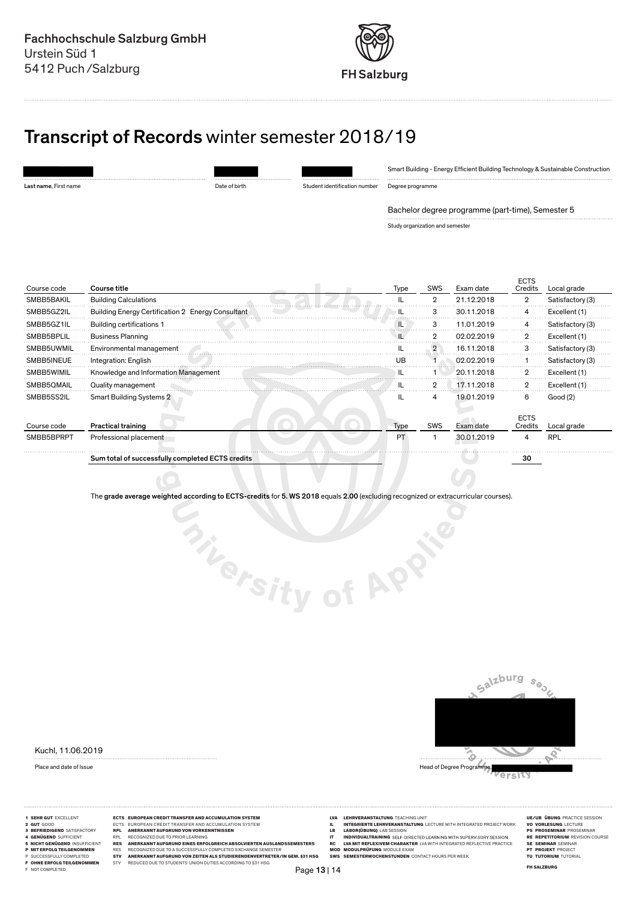Fachhochschule Salzburg GmbH
Urstein Süd 1
5412 Puch / Salzburg

FH Salzburg

# Transcript of Records winter semester 2018/19

| | | | |
|---|---|---|---|
| | | | Smart Building - Energy Efficient Building Technology & Sustainable Construction |
| Last name, First name | Date of birth | Student identification number | Degree programme |

Bachelor degree programme (part-time), Semester 5

Study organization and semester

| Course code | Course title | Type | SWS | Exam date | ECTS Credits | Local grade |
|---|---|---|---|---|---|---|
| SMBB5BAKIL | Building Calculations | IL | 2 | 21.12.2018 | 2 | Satisfactory (3) |
| SMBB5GZ2IL | Building Energy Certification 2 Energy Consultant | IL | 3 | 30.11.2018 | 4 | Excellent (1) |
| SMBB5GZ1IL | Building certifications 1 | IL | 3 | 11.01.2019 | 4 | Satisfactory (3) |
| SMBB5BPLIL | Business Planning | IL | 2 | 02.02.2019 | 2 | Excellent (1) |
| SMBB5UWMIL | Environmental management | IL | 2 | 16.11.2018 | 3 | Satisfactory (3) |
| SMBB5INEUE | Integration: English | UB | 1 | 02.02.2019 | 1 | Satisfactory (3) |
| SMBB5WIMIL | Knowledge and Information Management | IL | 1 | 20.11.2018 | 2 | Excellent (1) |
| SMBB5QMAIL | Quality management | IL | 2 | 17.11.2018 | 2 | Excellent (1) |
| SMBB5SS2IL | Smart Building Systems 2 | IL | 4 | 19.01.2019 | 6 | Good (2) |

| Course code | Practical training | Type | SWS | Exam date | ECTS Credits | Local grade |
|---|---|---|---|---|---|---|
| SMBB5BPRPT | Professional placement | PT | 1 | 30.01.2019 | 4 | RPL |
| | **Sum total of successfully completed ECTS credits** | | | | **30** | |

The **grade average weighted according to ECTS-credits** for **5. WS 2018** equals **2.00** (excluding recognized or extracurricular courses).

Kuchl, 11.06.2019

Place and date of Issue

Head of Degree Programme

**1 SEHR GUT** EXCELLENT
**2 GUT** GOOD
**3 BEFRIEDIGEND** SATISFACTORY
**4 GENÜGEND** SUFFICIENT
**5 NICHT GENÜGEND** INSUFFICIENT
**P MIT ERFOLG TEILGENOMMEN**
P SUCCESSFULLY COMPLETED
**F OHNE ERFOLG TEILGENOMMEN**
F NOT COMPLETED

**ECTS EUROPEAN CREDIT TRANSFER AND ACCUMULATION SYSTEM**
ECTS EUROPEAN CREDIT TRANSFER AND ACCUMULATION SYSTEM
**RPL ANERKANNT AUFGRUND VON VORKENNTNISSEN**
RPL RECOGNIZED DUE TO PRIOR LEARNING
**RES ANERKANNT AUFGRUND EINES ERFOLGREICH ABSOLVIERTEN AUSLANDSSEMESTERS**
RES RECOGNIZED DUE TO A SUCCESSFULLY COMPLETED EXCHANGE SEMESTER
**STV ANERKANNT AUFGRUND VON ZEITEN ALS STUDIERENDENVERTRETER/IN GEM. §31 HSG**
STV REDUCED DUE TO STUDENTS' UNION DUTIES ACCORDING TO §31 HSG

**LVA LEHRVERANSTALTUNG** TEACHING UNIT
**IL INTEGRIERTE LEHRVERANSTALTUNG** LECTURE WITH INTEGRATED PROJECT WORK
**LB LABOR(ÜBUNG)** LAB SESSION
**IT INDIVIDUALTRAINING** SELF-DIRECTED LEARNING WITH SUPERVISORY SESSION
**RC LVA MIT REFLEXIVEM CHARAKTER** LVA WITH INTEGRATED REFLECTIVE PRACTICE
**MOD MODULPRÜFUNG** MODULE EXAM
**SWS SEMESTERWOCHENSTUNDEN** CONTACT HOURS PER WEEK

**UE/UB ÜBUNG** PRACTICE SESSION
**VO VORLESUNG** LECTURE
**PS PROSEMINAR** PROSEMINAR
**RE REPETITORIUM** REVISION COURSE
**SE SEMINAR** SEMINAR
**PT PROJEKT** PROJECT
**TU TUTORIUM** TUTORIAL

**FH SALZBURG**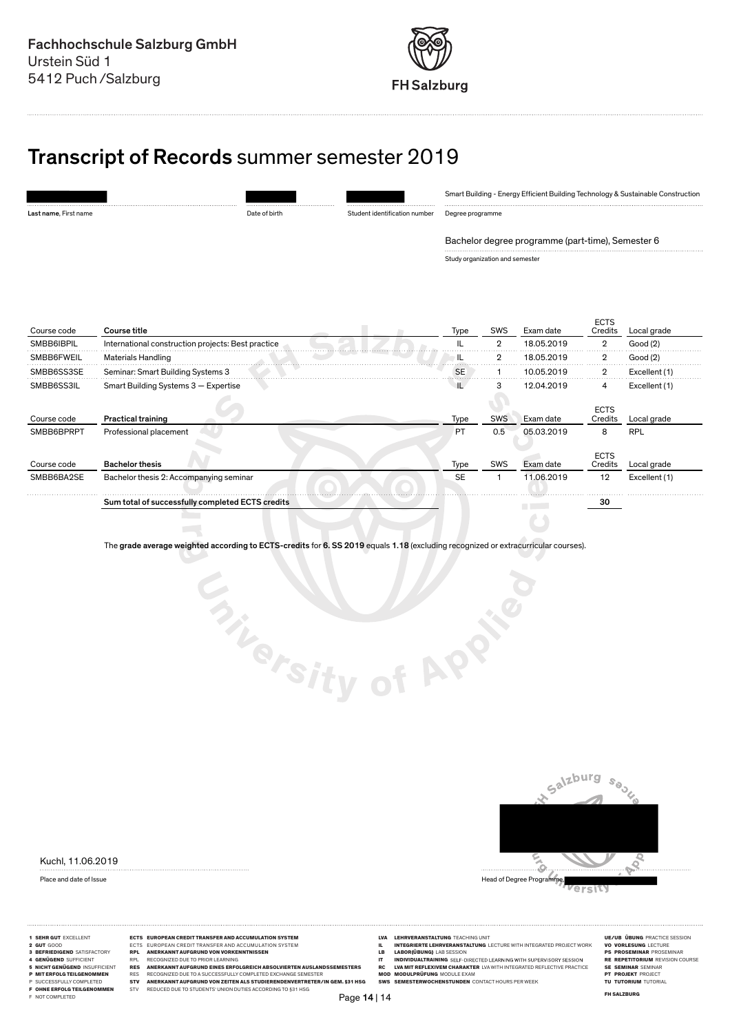Fachhochschule Salzburg GmbH
Urstein Süd 1
5412 Puch/Salzburg

FH Salzburg

# Transcript of Records summer semester 2019

| | | | |
|---|---|---|---|
| | | | Smart Building - Energy Efficient Building Technology & Sustainable Construction |
| Last name, First name | Date of birth | Student identification number | Degree programme |

Bachelor degree programme (part-time), Semester 6

Study organization and semester

| Course code | Course title | Type | SWS | Exam date | ECTS Credits | Local grade |
|---|---|---|---|---|---|---|
| SMBB6IBPIL | International construction projects: Best practice | IL | 2 | 18.05.2019 | 2 | Good (2) |
| SMBB6FWEIL | Materials Handling | IL | 2 | 18.05.2019 | 2 | Good (2) |
| SMBB6SS3SE | Seminar: Smart Building Systems 3 | SE | 1 | 10.05.2019 | 2 | Excellent (1) |
| SMBB6SS3IL | Smart Building Systems 3 — Expertise | IL | 3 | 12.04.2019 | 4 | Excellent (1) |

| Course code | Practical training | Type | SWS | Exam date | ECTS Credits | Local grade |
|---|---|---|---|---|---|---|
| SMBB6BPRPT | Professional placement | PT | 0.5 | 05.03.2019 | 8 | RPL |

| Course code | Bachelor thesis | Type | SWS | Exam date | ECTS Credits | Local grade |
|---|---|---|---|---|---|---|
| SMBB6BA2SE | Bachelor thesis 2: Accompanying seminar | SE | 1 | 11.06.2019 | 12 | Excellent (1) |

**Sum total of successfully completed ECTS credits** 30

The **grade average weighted according to ECTS-credits** for **6. SS 2019** equals **1.18** (excluding recognized or extracurricular courses).

Kuchl, 11.06.2019

Place and date of Issue

Head of Degree Programme,

**1 SEHR GUT** EXCELLENT
**2 GUT** GOOD
**3 BEFRIEDIGEND** SATISFACTORY
**4 GENÜGEND** SUFFICIENT
**5 NICHT GENÜGEND** INSUFFICIENT
**P MIT ERFOLG TEILGENOMMEN**
P SUCCESSFULLY COMPLETED
**F OHNE ERFOLG TEILGENOMMEN**
F NOT COMPLETED

**ECTS EUROPEAN CREDIT TRANSFER AND ACCUMULATION SYSTEM**
ECTS EUROPEAN CREDIT TRANSFER AND ACCUMULATION SYSTEM
**RPL ANERKANNT AUFGRUND VON VORKENNTNISSEN**
RPL RECOGNIZED DUE TO PRIOR LEARNING
**RES ANERKANNT AUFGRUND EINES ERFOLGREICH ABSOLVIERTEN AUSLANDSSEMESTERS**
RES RECOGNIZED DUE TO A SUCCESSFULLY COMPLETED EXCHANGE SEMESTER
**STV ANERKANNT AUFGRUND VON ZEITEN ALS STUDIERENDENVERTRETER/IN GEM. §31 HSG**
STV REDUCED DUE TO STUDENTS' UNION DUTIES ACCORDING TO §31 HSG

**LVA LEHRVERANSTALTUNG** TEACHING UNIT
**IL INTEGRIERTE LEHRVERANSTALTUNG** LECTURE WITH INTEGRATED PROJECT WORK
**LB LABOR(ÜBUNG)** LAB SESSION
**IT INDIVIDUALTRAINING** SELF-DIRECTED LEARNING WITH SUPERVISORY SESSION
**RC LVA MIT REFLEXIVEM CHARAKTER** LVA WITH INTEGRATED REFLECTIVE PRACTICE
**MOD MODULPRÜFUNG** MODULE EXAM
**SWS SEMESTERWOCHENSTUNDEN** CONTACT HOURS PER WEEK

**UE/UB ÜBUNG** PRACTICE SESSION
**VO VORLESUNG** LECTURE
**PS PROSEMINAR** PROSEMINAR
**RE REPETITORIUM** REVISION COURSE
**SE SEMINAR** SEMINAR
**PT PROJEKT** PROJECT
**TU TUTORIUM** TUTORIAL

**FH SALZBURG**